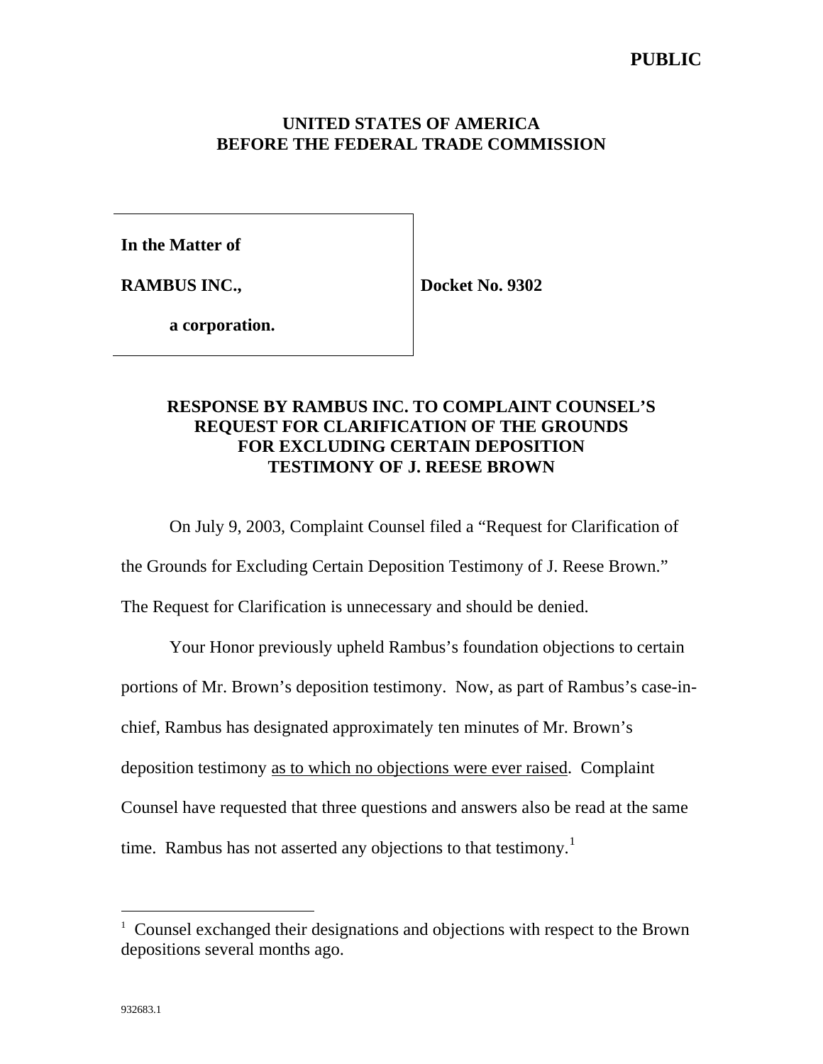**PUBLIC**

**UNITED STATES OF AMERICA**
**BEFORE THE FEDERAL TRADE COMMISSION**

| | |
|---|---|
| **In the Matter of** | |
| **RAMBUS INC.,** | **Docket No. 9302** |
| **a corporation.** | |

**RESPONSE BY RAMBUS INC. TO COMPLAINT COUNSEL'S REQUEST FOR CLARIFICATION OF THE GROUNDS FOR EXCLUDING CERTAIN DEPOSITION TESTIMONY OF J. REESE BROWN**

On July 9, 2003, Complaint Counsel filed a "Request for Clarification of the Grounds for Excluding Certain Deposition Testimony of J. Reese Brown." The Request for Clarification is unnecessary and should be denied.

Your Honor previously upheld Rambus's foundation objections to certain portions of Mr. Brown's deposition testimony. Now, as part of Rambus's case-in-chief, Rambus has designated approximately ten minutes of Mr. Brown's deposition testimony <u>as to which no objections were ever raised</u>. Complaint Counsel have requested that three questions and answers also be read at the same time. Rambus has not asserted any objections to that testimony.[1]

[1] Counsel exchanged their designations and objections with respect to the Brown depositions several months ago.

932683.1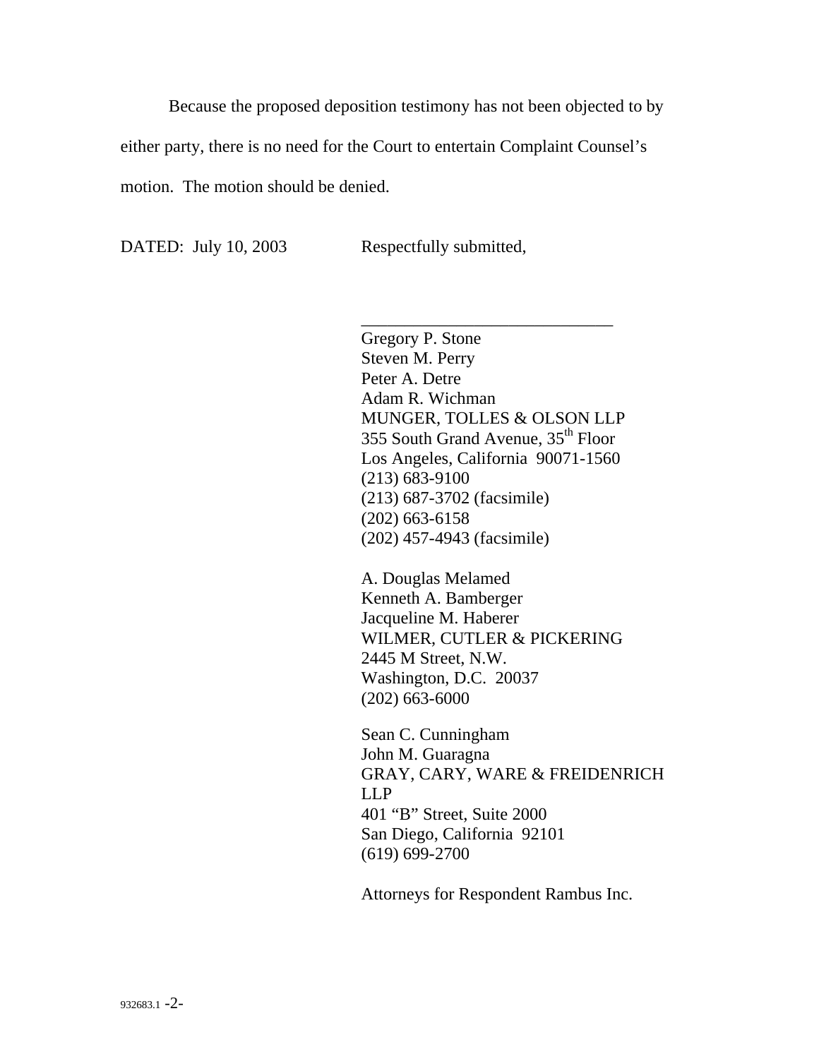Because the proposed deposition testimony has not been objected to by either party, there is no need for the Court to entertain Complaint Counsel's motion. The motion should be denied.

DATED: July 10, 2003 Respectfully submitted,

\_\_\_\_\_\_\_\_\_\_\_\_\_\_\_\_\_\_\_\_\_\_\_\_\_\_\_\_\_\_

Gregory P. Stone
Steven M. Perry
Peter A. Detre
Adam R. Wichman
MUNGER, TOLLES & OLSON LLP
355 South Grand Avenue, 35th Floor
Los Angeles, California 90071-1560
(213) 683-9100
(213) 687-3702 (facsimile)
(202) 663-6158
(202) 457-4943 (facsimile)

A. Douglas Melamed
Kenneth A. Bamberger
Jacqueline M. Haberer
WILMER, CUTLER & PICKERING
2445 M Street, N.W.
Washington, D.C. 20037
(202) 663-6000

Sean C. Cunningham
John M. Guaragna
GRAY, CARY, WARE & FREIDENRICH LLP
401 "B" Street, Suite 2000
San Diego, California 92101
(619) 699-2700

Attorneys for Respondent Rambus Inc.

932683.1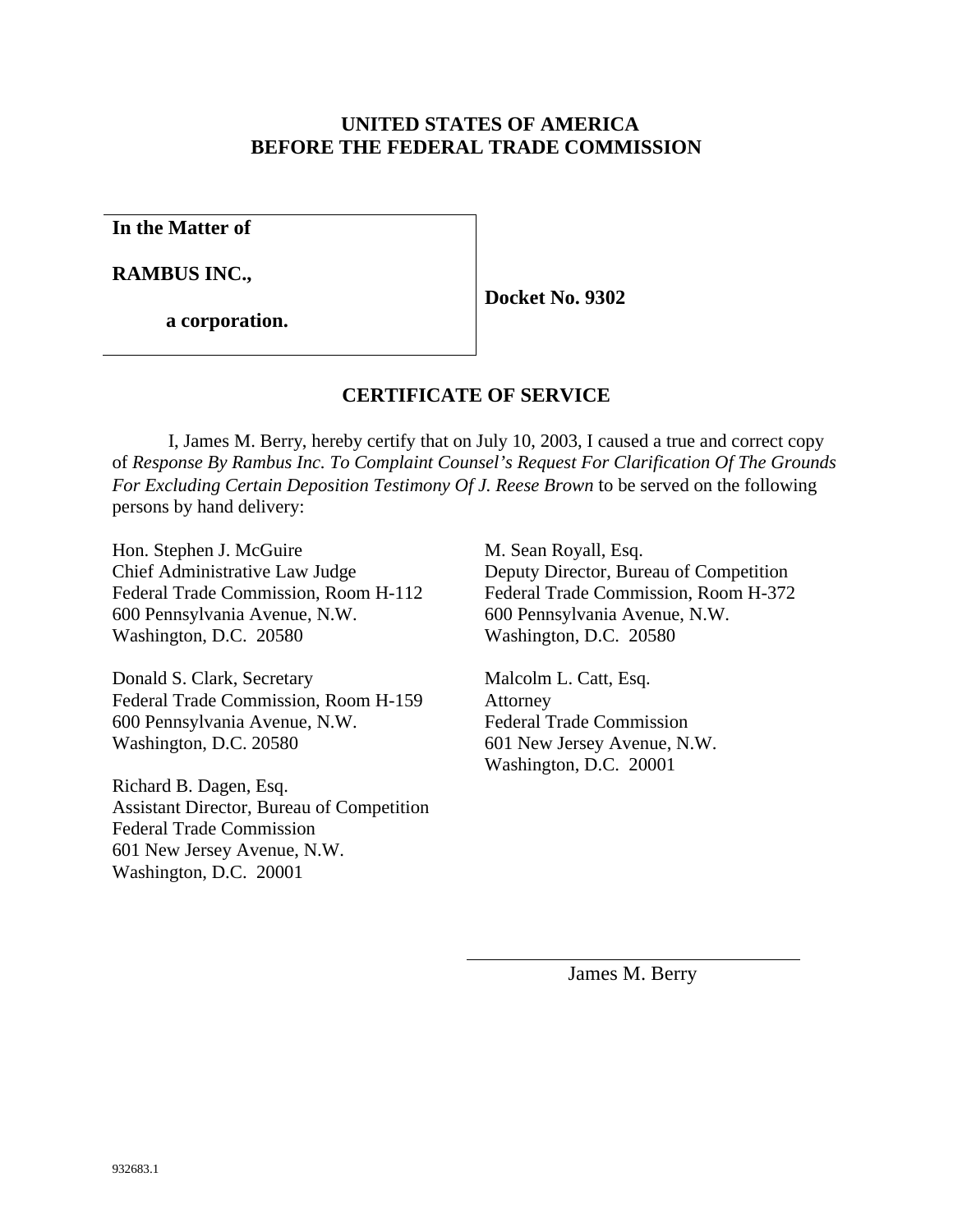**UNITED STATES OF AMERICA**
**BEFORE THE FEDERAL TRADE COMMISSION**

| | |
|---|---|
| **In the Matter of**<br><br>**RAMBUS INC.,**<br><br>**a corporation.** | **Docket No. 9302** |

## CERTIFICATE OF SERVICE

I, James M. Berry, hereby certify that on July 10, 2003, I caused a true and correct copy of *Response By Rambus Inc. To Complaint Counsel's Request For Clarification Of The Grounds For Excluding Certain Deposition Testimony Of J. Reese Brown* to be served on the following persons by hand delivery:

Hon. Stephen J. McGuire
Chief Administrative Law Judge
Federal Trade Commission, Room H-112
600 Pennsylvania Avenue, N.W.
Washington, D.C. 20580

Donald S. Clark, Secretary
Federal Trade Commission, Room H-159
600 Pennsylvania Avenue, N.W.
Washington, D.C. 20580

Richard B. Dagen, Esq.
Assistant Director, Bureau of Competition
Federal Trade Commission
601 New Jersey Avenue, N.W.
Washington, D.C. 20001

M. Sean Royall, Esq.
Deputy Director, Bureau of Competition
Federal Trade Commission, Room H-372
600 Pennsylvania Avenue, N.W.
Washington, D.C. 20580

Malcolm L. Catt, Esq.
Attorney
Federal Trade Commission
601 New Jersey Avenue, N.W.
Washington, D.C. 20001

\_\_\_\_\_\_\_\_\_\_\_\_\_\_\_\_\_\_\_\_\_\_\_\_\_\_\_\_\_\_
James M. Berry

932683.1